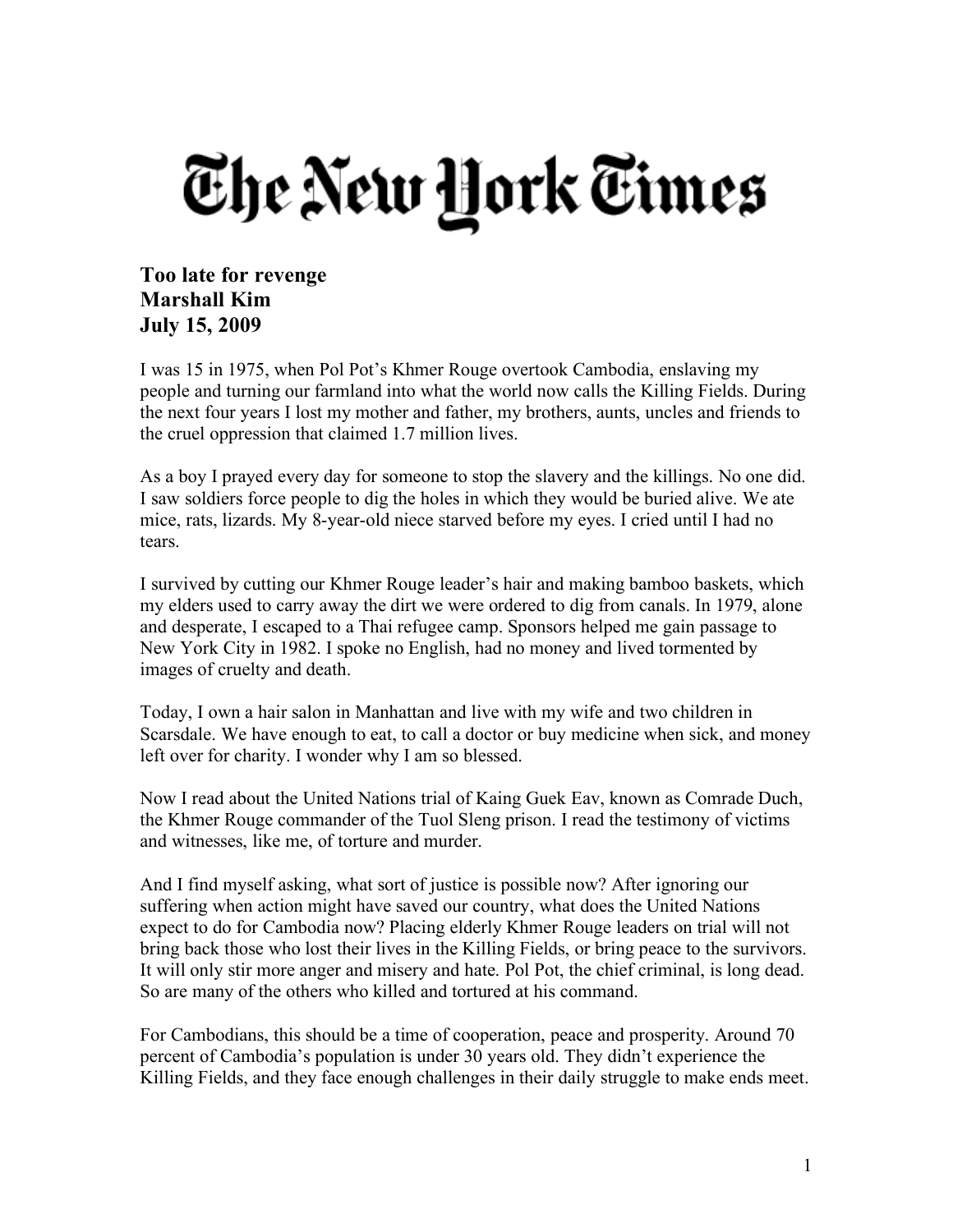# The New York Times

**Too late for revenge**
**Marshall Kim**
**July 15, 2009**

I was 15 in 1975, when Pol Pot's Khmer Rouge overtook Cambodia, enslaving my people and turning our farmland into what the world now calls the Killing Fields. During the next four years I lost my mother and father, my brothers, aunts, uncles and friends to the cruel oppression that claimed 1.7 million lives.

As a boy I prayed every day for someone to stop the slavery and the killings. No one did. I saw soldiers force people to dig the holes in which they would be buried alive. We ate mice, rats, lizards. My 8-year-old niece starved before my eyes. I cried until I had no tears.

I survived by cutting our Khmer Rouge leader's hair and making bamboo baskets, which my elders used to carry away the dirt we were ordered to dig from canals. In 1979, alone and desperate, I escaped to a Thai refugee camp. Sponsors helped me gain passage to New York City in 1982. I spoke no English, had no money and lived tormented by images of cruelty and death.

Today, I own a hair salon in Manhattan and live with my wife and two children in Scarsdale. We have enough to eat, to call a doctor or buy medicine when sick, and money left over for charity. I wonder why I am so blessed.

Now I read about the United Nations trial of Kaing Guek Eav, known as Comrade Duch, the Khmer Rouge commander of the Tuol Sleng prison. I read the testimony of victims and witnesses, like me, of torture and murder.

And I find myself asking, what sort of justice is possible now? After ignoring our suffering when action might have saved our country, what does the United Nations expect to do for Cambodia now? Placing elderly Khmer Rouge leaders on trial will not bring back those who lost their lives in the Killing Fields, or bring peace to the survivors. It will only stir more anger and misery and hate. Pol Pot, the chief criminal, is long dead. So are many of the others who killed and tortured at his command.

For Cambodians, this should be a time of cooperation, peace and prosperity. Around 70 percent of Cambodia's population is under 30 years old. They didn't experience the Killing Fields, and they face enough challenges in their daily struggle to make ends meet.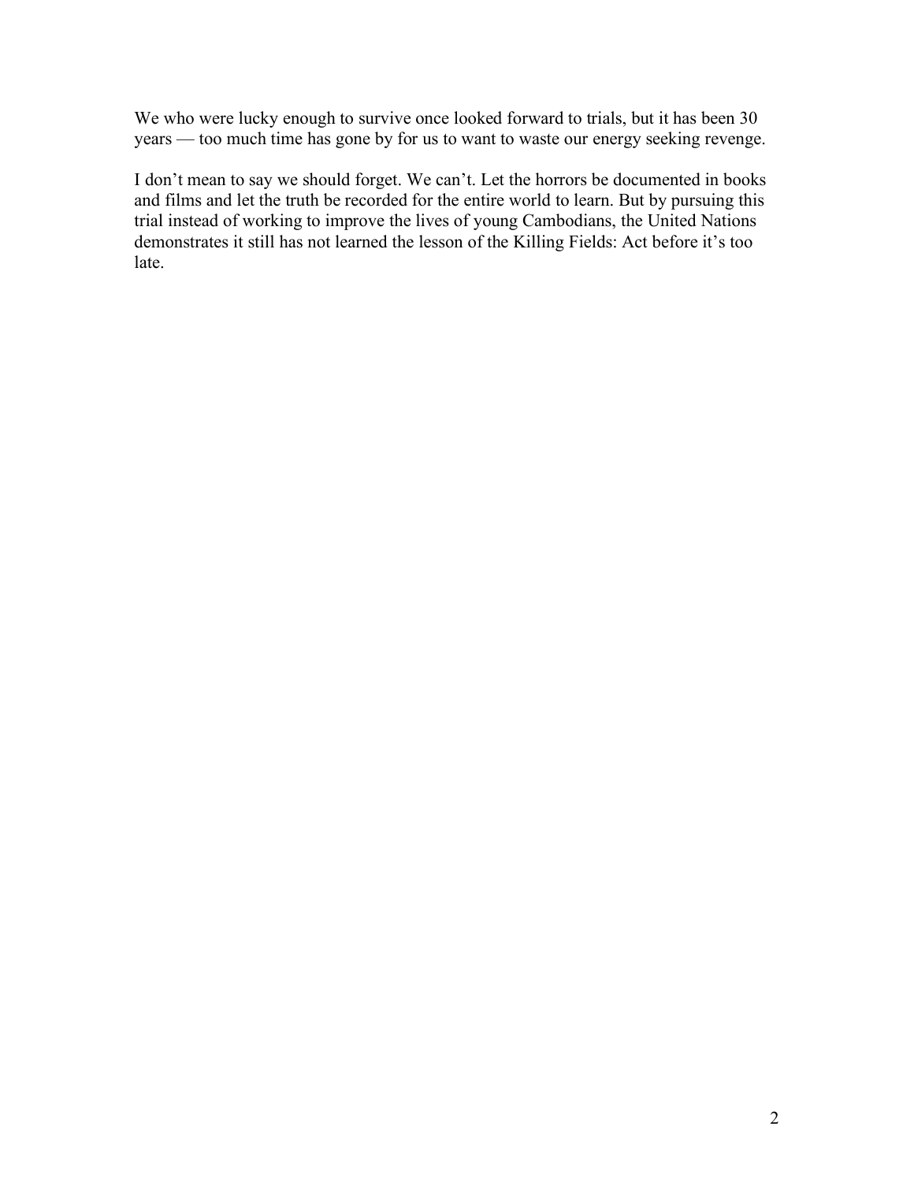We who were lucky enough to survive once looked forward to trials, but it has been 30 years — too much time has gone by for us to want to waste our energy seeking revenge.

I don't mean to say we should forget. We can't. Let the horrors be documented in books and films and let the truth be recorded for the entire world to learn. But by pursuing this trial instead of working to improve the lives of young Cambodians, the United Nations demonstrates it still has not learned the lesson of the Killing Fields: Act before it's too late.